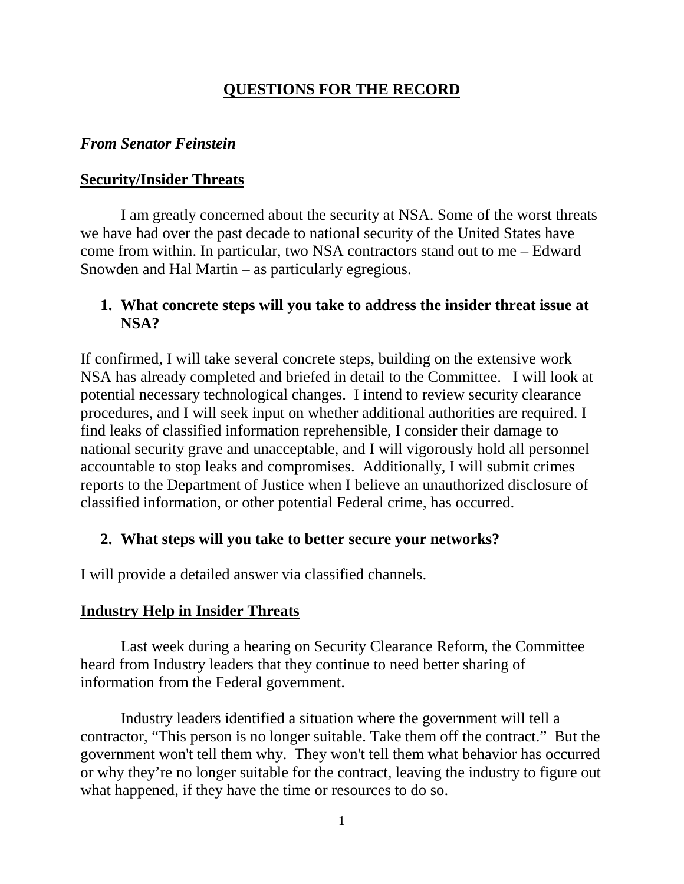# QUESTIONS FOR THE RECORD

*From Senator Feinstein*

## Security/Insider Threats

I am greatly concerned about the security at NSA. Some of the worst threats we have had over the past decade to national security of the United States have come from within. In particular, two NSA contractors stand out to me – Edward Snowden and Hal Martin – as particularly egregious.

1. **What concrete steps will you take to address the insider threat issue at NSA?**

If confirmed, I will take several concrete steps, building on the extensive work NSA has already completed and briefed in detail to the Committee. I will look at potential necessary technological changes. I intend to review security clearance procedures, and I will seek input on whether additional authorities are required. I find leaks of classified information reprehensible, I consider their damage to national security grave and unacceptable, and I will vigorously hold all personnel accountable to stop leaks and compromises. Additionally, I will submit crimes reports to the Department of Justice when I believe an unauthorized disclosure of classified information, or other potential Federal crime, has occurred.

2. **What steps will you take to better secure your networks?**

I will provide a detailed answer via classified channels.

## Industry Help in Insider Threats

Last week during a hearing on Security Clearance Reform, the Committee heard from Industry leaders that they continue to need better sharing of information from the Federal government.

Industry leaders identified a situation where the government will tell a contractor, "This person is no longer suitable. Take them off the contract." But the government won't tell them why. They won't tell them what behavior has occurred or why they're no longer suitable for the contract, leaving the industry to figure out what happened, if they have the time or resources to do so.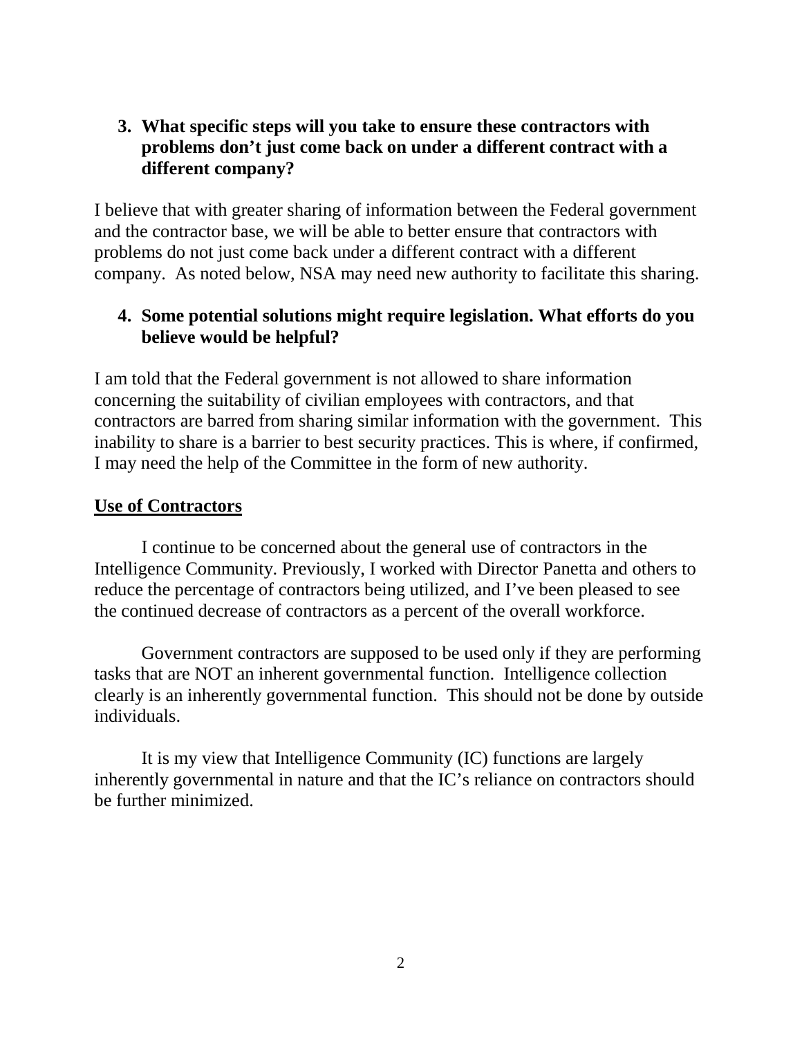3. **What specific steps will you take to ensure these contractors with problems don't just come back on under a different contract with a different company?**

I believe that with greater sharing of information between the Federal government and the contractor base, we will be able to better ensure that contractors with problems do not just come back under a different contract with a different company. As noted below, NSA may need new authority to facilitate this sharing.

4. **Some potential solutions might require legislation. What efforts do you believe would be helpful?**

I am told that the Federal government is not allowed to share information concerning the suitability of civilian employees with contractors, and that contractors are barred from sharing similar information with the government. This inability to share is a barrier to best security practices. This is where, if confirmed, I may need the help of the Committee in the form of new authority.

**<u>Use of Contractors</u>**

I continue to be concerned about the general use of contractors in the Intelligence Community. Previously, I worked with Director Panetta and others to reduce the percentage of contractors being utilized, and I've been pleased to see the continued decrease of contractors as a percent of the overall workforce.

Government contractors are supposed to be used only if they are performing tasks that are NOT an inherent governmental function. Intelligence collection clearly is an inherently governmental function. This should not be done by outside individuals.

It is my view that Intelligence Community (IC) functions are largely inherently governmental in nature and that the IC's reliance on contractors should be further minimized.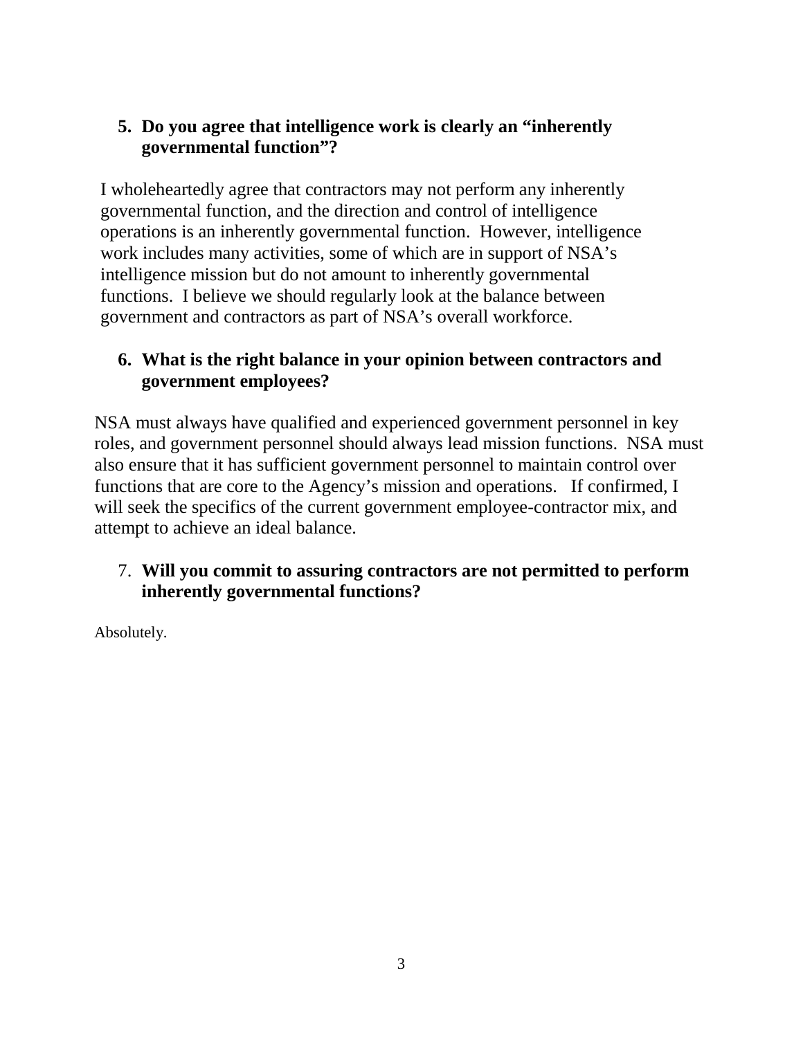**5. Do you agree that intelligence work is clearly an "inherently governmental function"?**

I wholeheartedly agree that contractors may not perform any inherently governmental function, and the direction and control of intelligence operations is an inherently governmental function. However, intelligence work includes many activities, some of which are in support of NSA's intelligence mission but do not amount to inherently governmental functions. I believe we should regularly look at the balance between government and contractors as part of NSA's overall workforce.

**6. What is the right balance in your opinion between contractors and government employees?**

NSA must always have qualified and experienced government personnel in key roles, and government personnel should always lead mission functions. NSA must also ensure that it has sufficient government personnel to maintain control over functions that are core to the Agency's mission and operations. If confirmed, I will seek the specifics of the current government employee-contractor mix, and attempt to achieve an ideal balance.

7. **Will you commit to assuring contractors are not permitted to perform inherently governmental functions?**

Absolutely.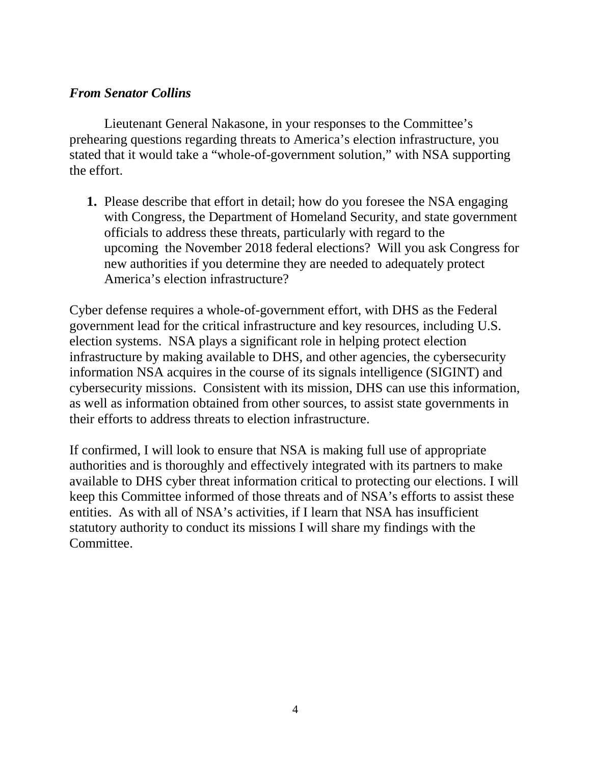***From Senator Collins***

Lieutenant General Nakasone, in your responses to the Committee's prehearing questions regarding threats to America's election infrastructure, you stated that it would take a "whole-of-government solution," with NSA supporting the effort.

1. **1.** Please describe that effort in detail; how do you foresee the NSA engaging with Congress, the Department of Homeland Security, and state government officials to address these threats, particularly with regard to the upcoming the November 2018 federal elections? Will you ask Congress for new authorities if you determine they are needed to adequately protect America's election infrastructure?

Cyber defense requires a whole-of-government effort, with DHS as the Federal government lead for the critical infrastructure and key resources, including U.S. election systems. NSA plays a significant role in helping protect election infrastructure by making available to DHS, and other agencies, the cybersecurity information NSA acquires in the course of its signals intelligence (SIGINT) and cybersecurity missions. Consistent with its mission, DHS can use this information, as well as information obtained from other sources, to assist state governments in their efforts to address threats to election infrastructure.

If confirmed, I will look to ensure that NSA is making full use of appropriate authorities and is thoroughly and effectively integrated with its partners to make available to DHS cyber threat information critical to protecting our elections. I will keep this Committee informed of those threats and of NSA's efforts to assist these entities. As with all of NSA's activities, if I learn that NSA has insufficient statutory authority to conduct its missions I will share my findings with the Committee.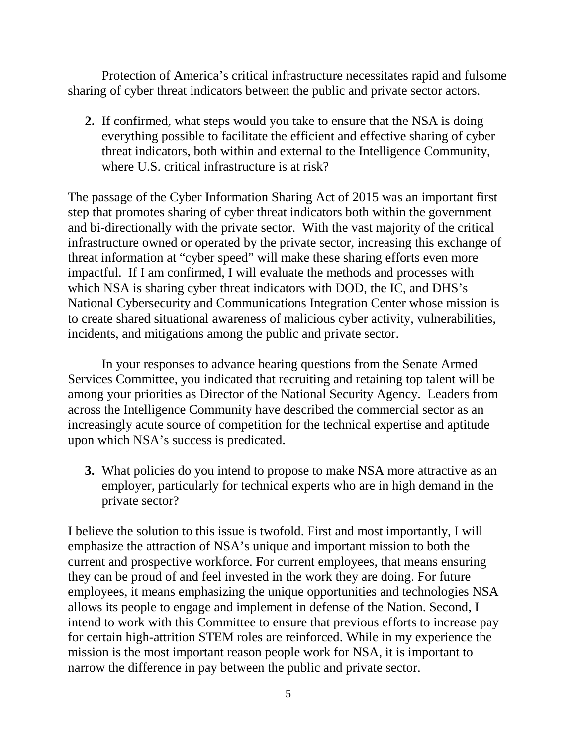Protection of America's critical infrastructure necessitates rapid and fulsome sharing of cyber threat indicators between the public and private sector actors.

2. If confirmed, what steps would you take to ensure that the NSA is doing everything possible to facilitate the efficient and effective sharing of cyber threat indicators, both within and external to the Intelligence Community, where U.S. critical infrastructure is at risk?

The passage of the Cyber Information Sharing Act of 2015 was an important first step that promotes sharing of cyber threat indicators both within the government and bi-directionally with the private sector. With the vast majority of the critical infrastructure owned or operated by the private sector, increasing this exchange of threat information at "cyber speed" will make these sharing efforts even more impactful. If I am confirmed, I will evaluate the methods and processes with which NSA is sharing cyber threat indicators with DOD, the IC, and DHS's National Cybersecurity and Communications Integration Center whose mission is to create shared situational awareness of malicious cyber activity, vulnerabilities, incidents, and mitigations among the public and private sector.

In your responses to advance hearing questions from the Senate Armed Services Committee, you indicated that recruiting and retaining top talent will be among your priorities as Director of the National Security Agency. Leaders from across the Intelligence Community have described the commercial sector as an increasingly acute source of competition for the technical expertise and aptitude upon which NSA's success is predicated.

3. What policies do you intend to propose to make NSA more attractive as an employer, particularly for technical experts who are in high demand in the private sector?

I believe the solution to this issue is twofold. First and most importantly, I will emphasize the attraction of NSA's unique and important mission to both the current and prospective workforce. For current employees, that means ensuring they can be proud of and feel invested in the work they are doing. For future employees, it means emphasizing the unique opportunities and technologies NSA allows its people to engage and implement in defense of the Nation. Second, I intend to work with this Committee to ensure that previous efforts to increase pay for certain high-attrition STEM roles are reinforced. While in my experience the mission is the most important reason people work for NSA, it is important to narrow the difference in pay between the public and private sector.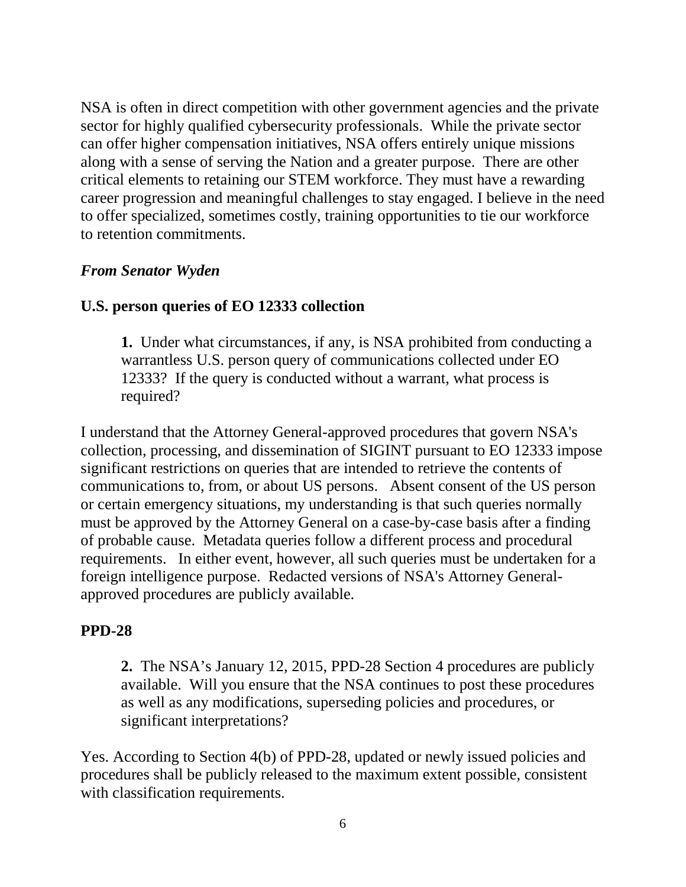NSA is often in direct competition with other government agencies and the private sector for highly qualified cybersecurity professionals. While the private sector can offer higher compensation initiatives, NSA offers entirely unique missions along with a sense of serving the Nation and a greater purpose. There are other critical elements to retaining our STEM workforce. They must have a rewarding career progression and meaningful challenges to stay engaged. I believe in the need to offer specialized, sometimes costly, training opportunities to tie our workforce to retention commitments.

***From Senator Wyden***

**U.S. person queries of EO 12333 collection**

> **1.** Under what circumstances, if any, is NSA prohibited from conducting a warrantless U.S. person query of communications collected under EO 12333? If the query is conducted without a warrant, what process is required?

I understand that the Attorney General-approved procedures that govern NSA's collection, processing, and dissemination of SIGINT pursuant to EO 12333 impose significant restrictions on queries that are intended to retrieve the contents of communications to, from, or about US persons. Absent consent of the US person or certain emergency situations, my understanding is that such queries normally must be approved by the Attorney General on a case-by-case basis after a finding of probable cause. Metadata queries follow a different process and procedural requirements. In either event, however, all such queries must be undertaken for a foreign intelligence purpose. Redacted versions of NSA's Attorney General-approved procedures are publicly available.

**PPD-28**

> **2.** The NSA's January 12, 2015, PPD-28 Section 4 procedures are publicly available. Will you ensure that the NSA continues to post these procedures as well as any modifications, superseding policies and procedures, or significant interpretations?

Yes. According to Section 4(b) of PPD-28, updated or newly issued policies and procedures shall be publicly released to the maximum extent possible, consistent with classification requirements.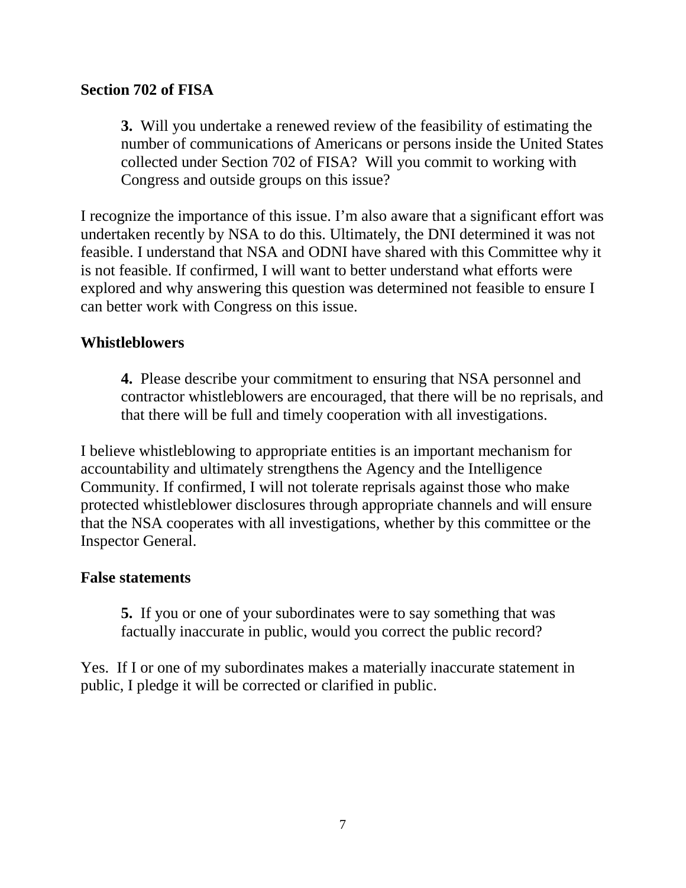**Section 702 of FISA**

> **3.** Will you undertake a renewed review of the feasibility of estimating the number of communications of Americans or persons inside the United States collected under Section 702 of FISA? Will you commit to working with Congress and outside groups on this issue?

I recognize the importance of this issue. I'm also aware that a significant effort was undertaken recently by NSA to do this. Ultimately, the DNI determined it was not feasible. I understand that NSA and ODNI have shared with this Committee why it is not feasible. If confirmed, I will want to better understand what efforts were explored and why answering this question was determined not feasible to ensure I can better work with Congress on this issue.

**Whistleblowers**

> **4.** Please describe your commitment to ensuring that NSA personnel and contractor whistleblowers are encouraged, that there will be no reprisals, and that there will be full and timely cooperation with all investigations.

I believe whistleblowing to appropriate entities is an important mechanism for accountability and ultimately strengthens the Agency and the Intelligence Community. If confirmed, I will not tolerate reprisals against those who make protected whistleblower disclosures through appropriate channels and will ensure that the NSA cooperates with all investigations, whether by this committee or the Inspector General.

**False statements**

> **5.** If you or one of your subordinates were to say something that was factually inaccurate in public, would you correct the public record?

Yes. If I or one of my subordinates makes a materially inaccurate statement in public, I pledge it will be corrected or clarified in public.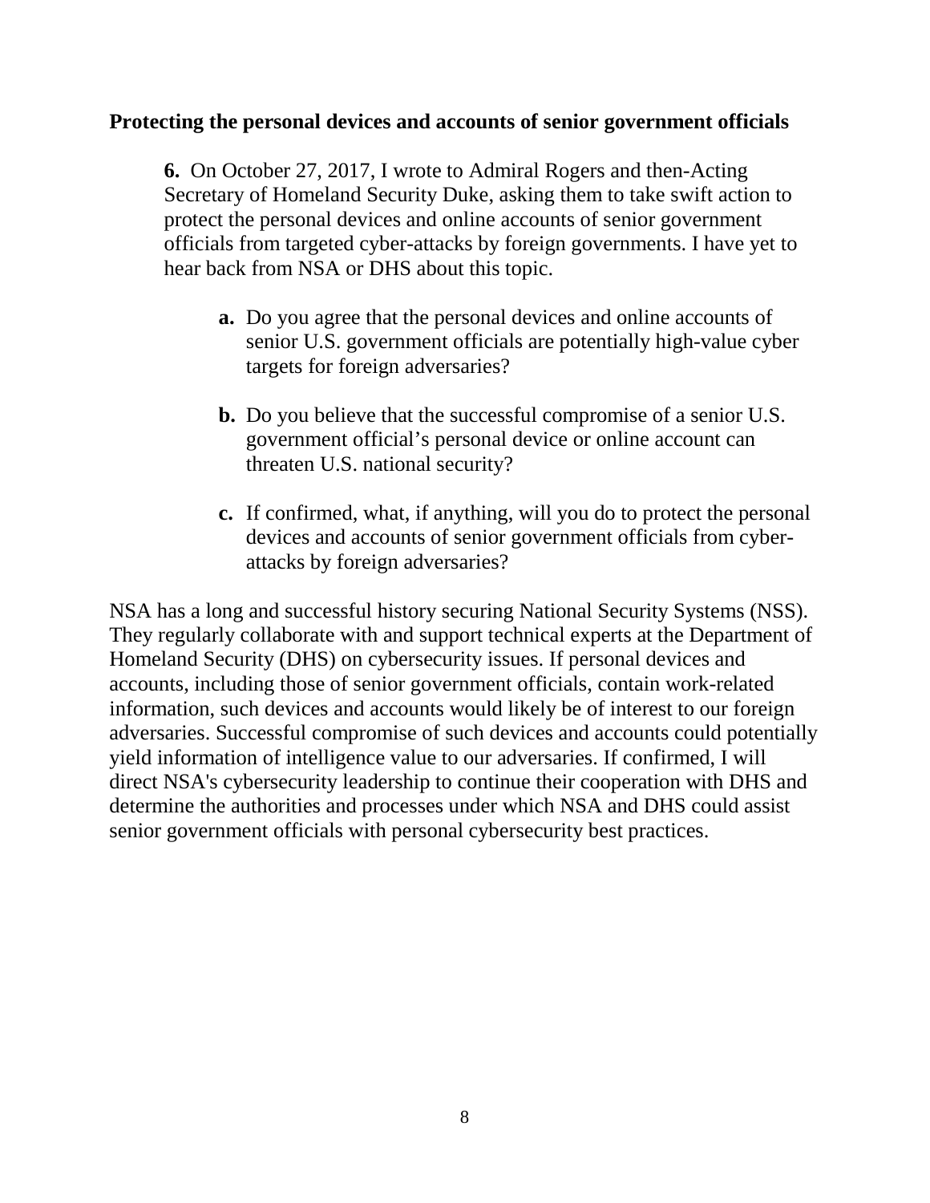**Protecting the personal devices and accounts of senior government officials**

**6.** On October 27, 2017, I wrote to Admiral Rogers and then-Acting Secretary of Homeland Security Duke, asking them to take swift action to protect the personal devices and online accounts of senior government officials from targeted cyber-attacks by foreign governments. I have yet to hear back from NSA or DHS about this topic.

- **a.** Do you agree that the personal devices and online accounts of senior U.S. government officials are potentially high-value cyber targets for foreign adversaries?
- **b.** Do you believe that the successful compromise of a senior U.S. government official's personal device or online account can threaten U.S. national security?
- **c.** If confirmed, what, if anything, will you do to protect the personal devices and accounts of senior government officials from cyber-attacks by foreign adversaries?

NSA has a long and successful history securing National Security Systems (NSS). They regularly collaborate with and support technical experts at the Department of Homeland Security (DHS) on cybersecurity issues. If personal devices and accounts, including those of senior government officials, contain work-related information, such devices and accounts would likely be of interest to our foreign adversaries. Successful compromise of such devices and accounts could potentially yield information of intelligence value to our adversaries. If confirmed, I will direct NSA's cybersecurity leadership to continue their cooperation with DHS and determine the authorities and processes under which NSA and DHS could assist senior government officials with personal cybersecurity best practices.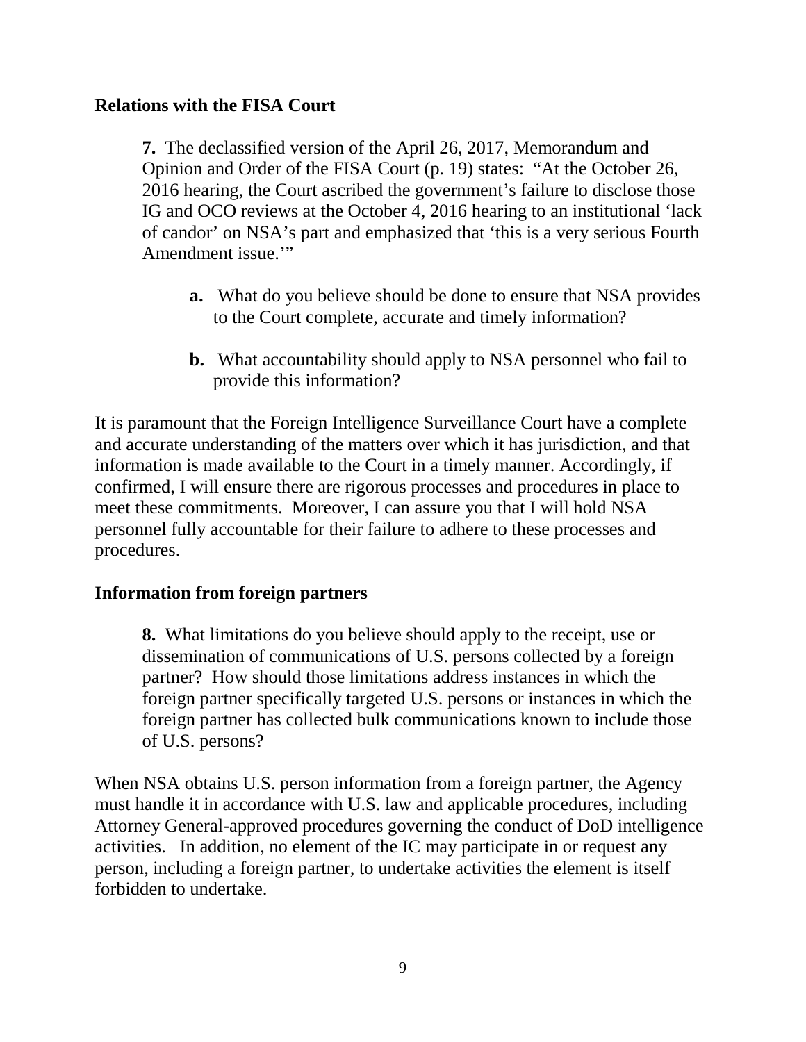## Relations with the FISA Court

**7.** The declassified version of the April 26, 2017, Memorandum and Opinion and Order of the FISA Court (p. 19) states: "At the October 26, 2016 hearing, the Court ascribed the government's failure to disclose those IG and OCO reviews at the October 4, 2016 hearing to an institutional 'lack of candor' on NSA's part and emphasized that 'this is a very serious Fourth Amendment issue.'"

- **a.** What do you believe should be done to ensure that NSA provides to the Court complete, accurate and timely information?
- **b.** What accountability should apply to NSA personnel who fail to provide this information?

It is paramount that the Foreign Intelligence Surveillance Court have a complete and accurate understanding of the matters over which it has jurisdiction, and that information is made available to the Court in a timely manner. Accordingly, if confirmed, I will ensure there are rigorous processes and procedures in place to meet these commitments. Moreover, I can assure you that I will hold NSA personnel fully accountable for their failure to adhere to these processes and procedures.

## Information from foreign partners

**8.** What limitations do you believe should apply to the receipt, use or dissemination of communications of U.S. persons collected by a foreign partner? How should those limitations address instances in which the foreign partner specifically targeted U.S. persons or instances in which the foreign partner has collected bulk communications known to include those of U.S. persons?

When NSA obtains U.S. person information from a foreign partner, the Agency must handle it in accordance with U.S. law and applicable procedures, including Attorney General-approved procedures governing the conduct of DoD intelligence activities. In addition, no element of the IC may participate in or request any person, including a foreign partner, to undertake activities the element is itself forbidden to undertake.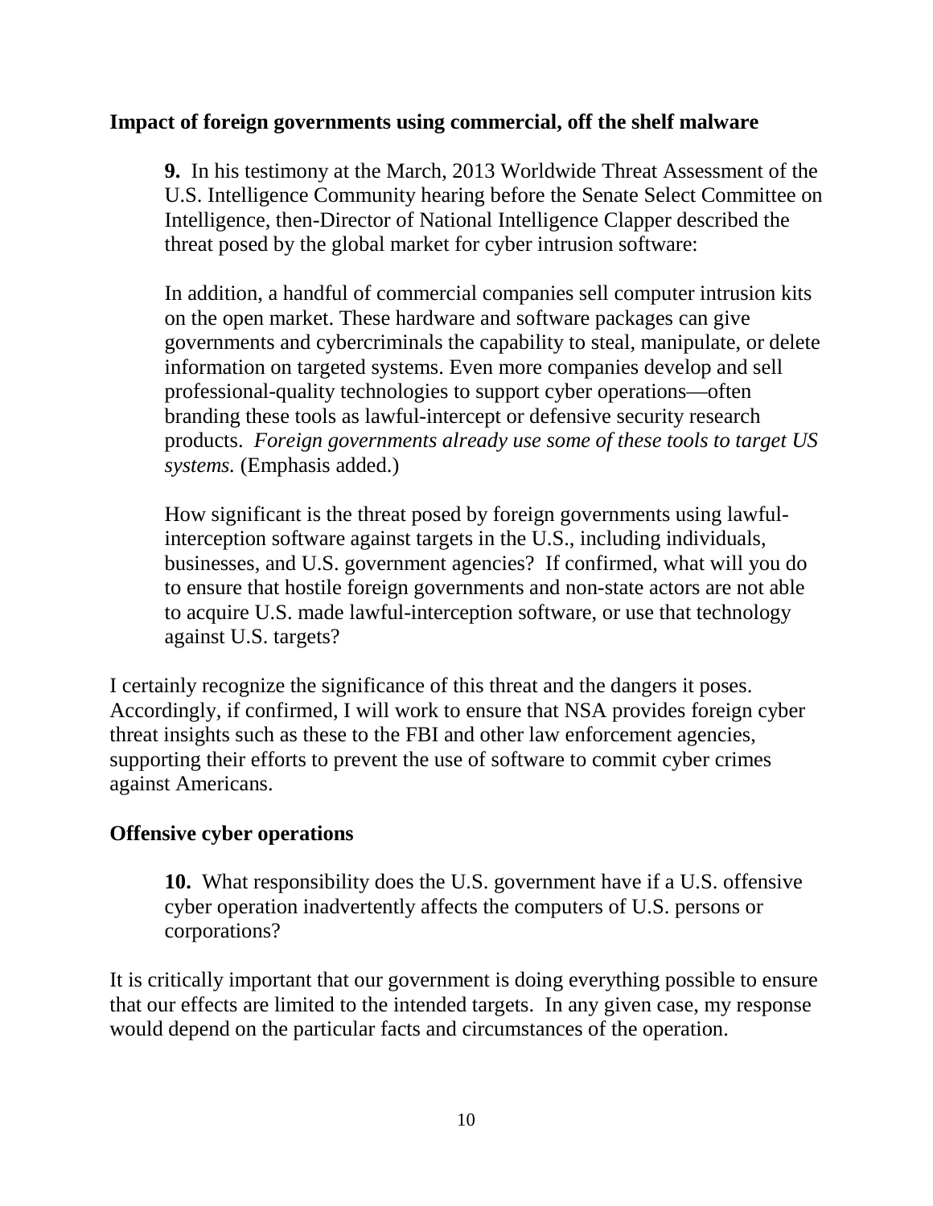**Impact of foreign governments using commercial, off the shelf malware**

> **9.** In his testimony at the March, 2013 Worldwide Threat Assessment of the U.S. Intelligence Community hearing before the Senate Select Committee on Intelligence, then-Director of National Intelligence Clapper described the threat posed by the global market for cyber intrusion software:
>
> In addition, a handful of commercial companies sell computer intrusion kits on the open market. These hardware and software packages can give governments and cybercriminals the capability to steal, manipulate, or delete information on targeted systems. Even more companies develop and sell professional-quality technologies to support cyber operations—often branding these tools as lawful-intercept or defensive security research products. *Foreign governments already use some of these tools to target US systems.* (Emphasis added.)
>
> How significant is the threat posed by foreign governments using lawful-interception software against targets in the U.S., including individuals, businesses, and U.S. government agencies? If confirmed, what will you do to ensure that hostile foreign governments and non-state actors are not able to acquire U.S. made lawful-interception software, or use that technology against U.S. targets?

I certainly recognize the significance of this threat and the dangers it poses. Accordingly, if confirmed, I will work to ensure that NSA provides foreign cyber threat insights such as these to the FBI and other law enforcement agencies, supporting their efforts to prevent the use of software to commit cyber crimes against Americans.

**Offensive cyber operations**

> **10.** What responsibility does the U.S. government have if a U.S. offensive cyber operation inadvertently affects the computers of U.S. persons or corporations?

It is critically important that our government is doing everything possible to ensure that our effects are limited to the intended targets. In any given case, my response would depend on the particular facts and circumstances of the operation.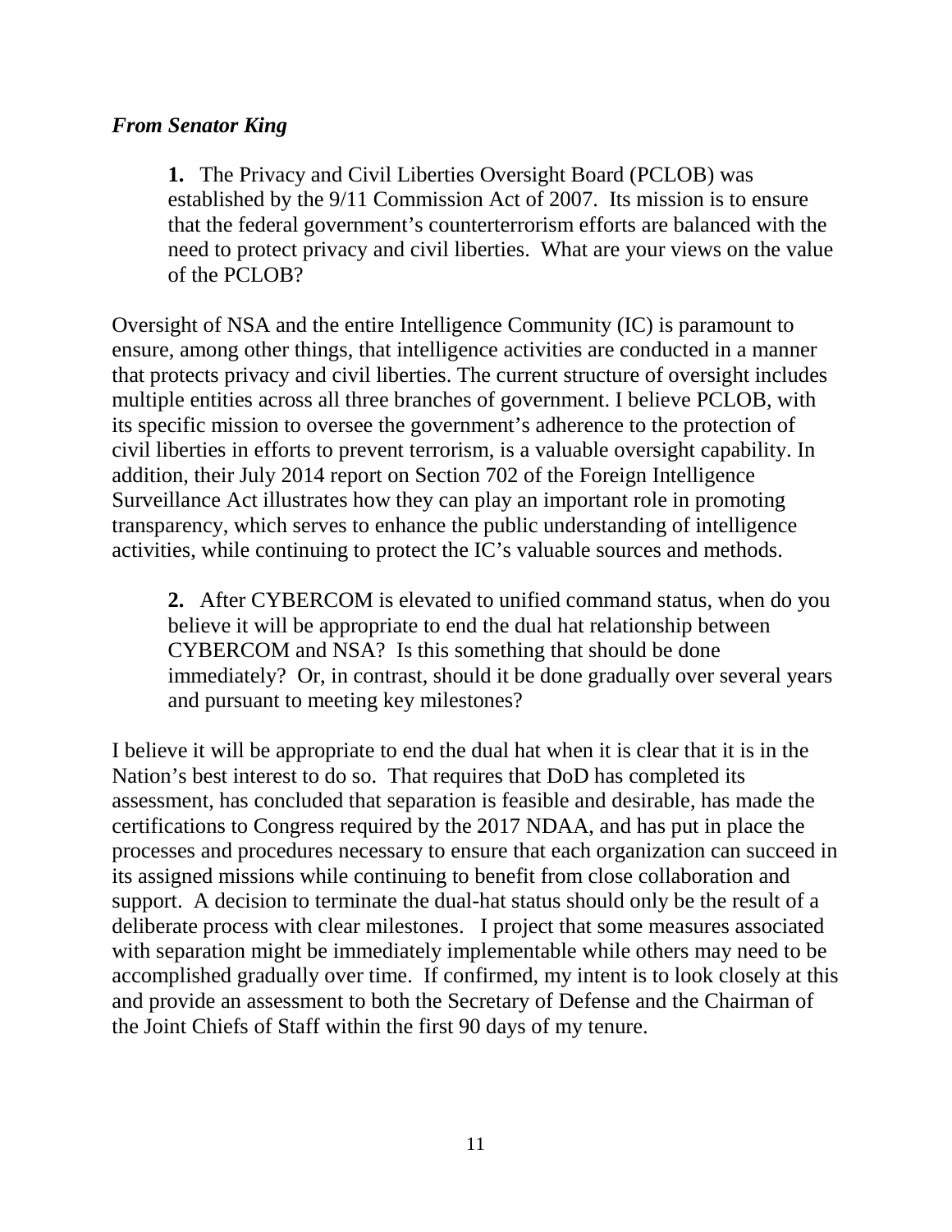***From Senator King***

> **1.** The Privacy and Civil Liberties Oversight Board (PCLOB) was established by the 9/11 Commission Act of 2007. Its mission is to ensure that the federal government's counterterrorism efforts are balanced with the need to protect privacy and civil liberties. What are your views on the value of the PCLOB?

Oversight of NSA and the entire Intelligence Community (IC) is paramount to ensure, among other things, that intelligence activities are conducted in a manner that protects privacy and civil liberties. The current structure of oversight includes multiple entities across all three branches of government. I believe PCLOB, with its specific mission to oversee the government's adherence to the protection of civil liberties in efforts to prevent terrorism, is a valuable oversight capability. In addition, their July 2014 report on Section 702 of the Foreign Intelligence Surveillance Act illustrates how they can play an important role in promoting transparency, which serves to enhance the public understanding of intelligence activities, while continuing to protect the IC's valuable sources and methods.

> **2.** After CYBERCOM is elevated to unified command status, when do you believe it will be appropriate to end the dual hat relationship between CYBERCOM and NSA? Is this something that should be done immediately? Or, in contrast, should it be done gradually over several years and pursuant to meeting key milestones?

I believe it will be appropriate to end the dual hat when it is clear that it is in the Nation's best interest to do so. That requires that DoD has completed its assessment, has concluded that separation is feasible and desirable, has made the certifications to Congress required by the 2017 NDAA, and has put in place the processes and procedures necessary to ensure that each organization can succeed in its assigned missions while continuing to benefit from close collaboration and support. A decision to terminate the dual-hat status should only be the result of a deliberate process with clear milestones. I project that some measures associated with separation might be immediately implementable while others may need to be accomplished gradually over time. If confirmed, my intent is to look closely at this and provide an assessment to both the Secretary of Defense and the Chairman of the Joint Chiefs of Staff within the first 90 days of my tenure.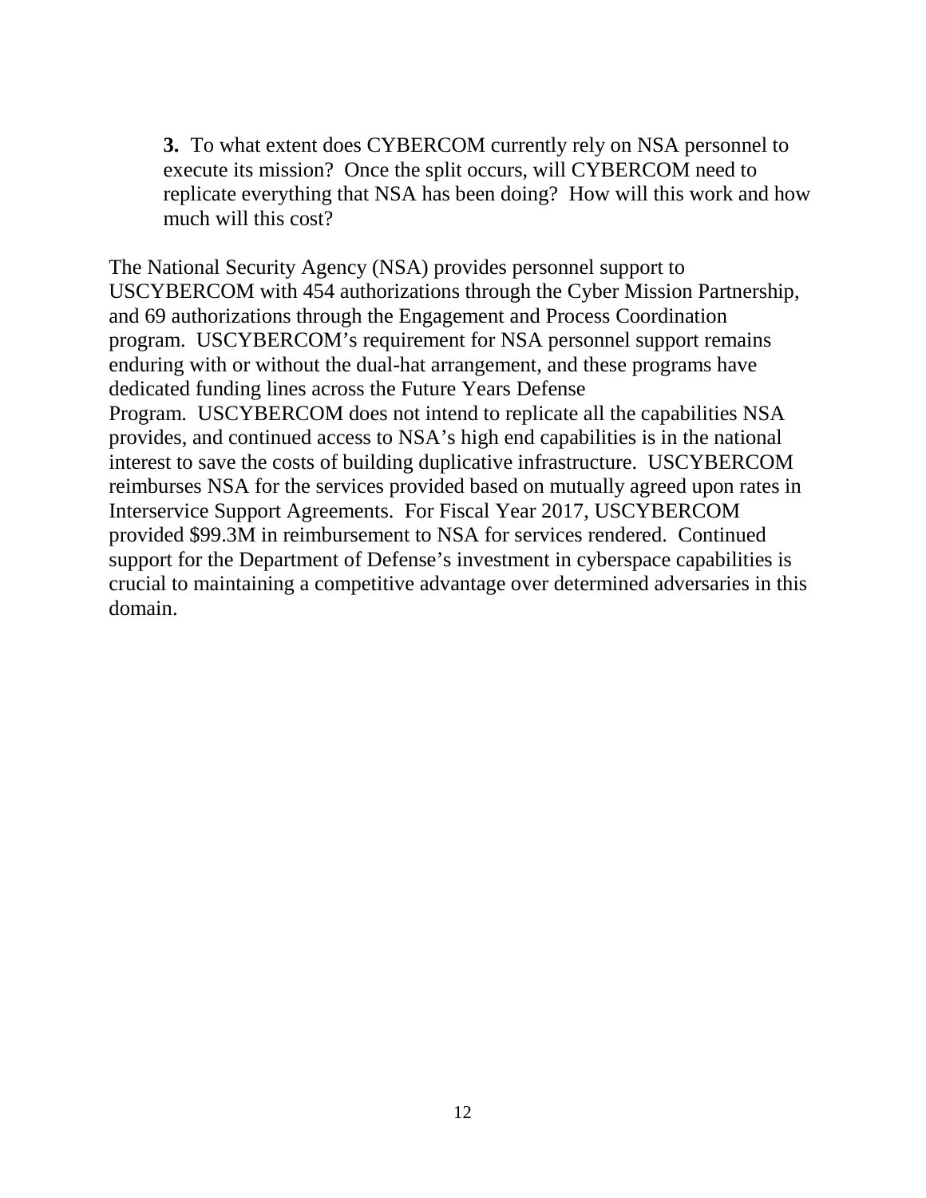**3.** To what extent does CYBERCOM currently rely on NSA personnel to execute its mission? Once the split occurs, will CYBERCOM need to replicate everything that NSA has been doing? How will this work and how much will this cost?

The National Security Agency (NSA) provides personnel support to USCYBERCOM with 454 authorizations through the Cyber Mission Partnership, and 69 authorizations through the Engagement and Process Coordination program. USCYBERCOM's requirement for NSA personnel support remains enduring with or without the dual-hat arrangement, and these programs have dedicated funding lines across the Future Years Defense Program. USCYBERCOM does not intend to replicate all the capabilities NSA provides, and continued access to NSA's high end capabilities is in the national interest to save the costs of building duplicative infrastructure. USCYBERCOM reimburses NSA for the services provided based on mutually agreed upon rates in Interservice Support Agreements. For Fiscal Year 2017, USCYBERCOM provided $99.3M in reimbursement to NSA for services rendered. Continued support for the Department of Defense's investment in cyberspace capabilities is crucial to maintaining a competitive advantage over determined adversaries in this domain.